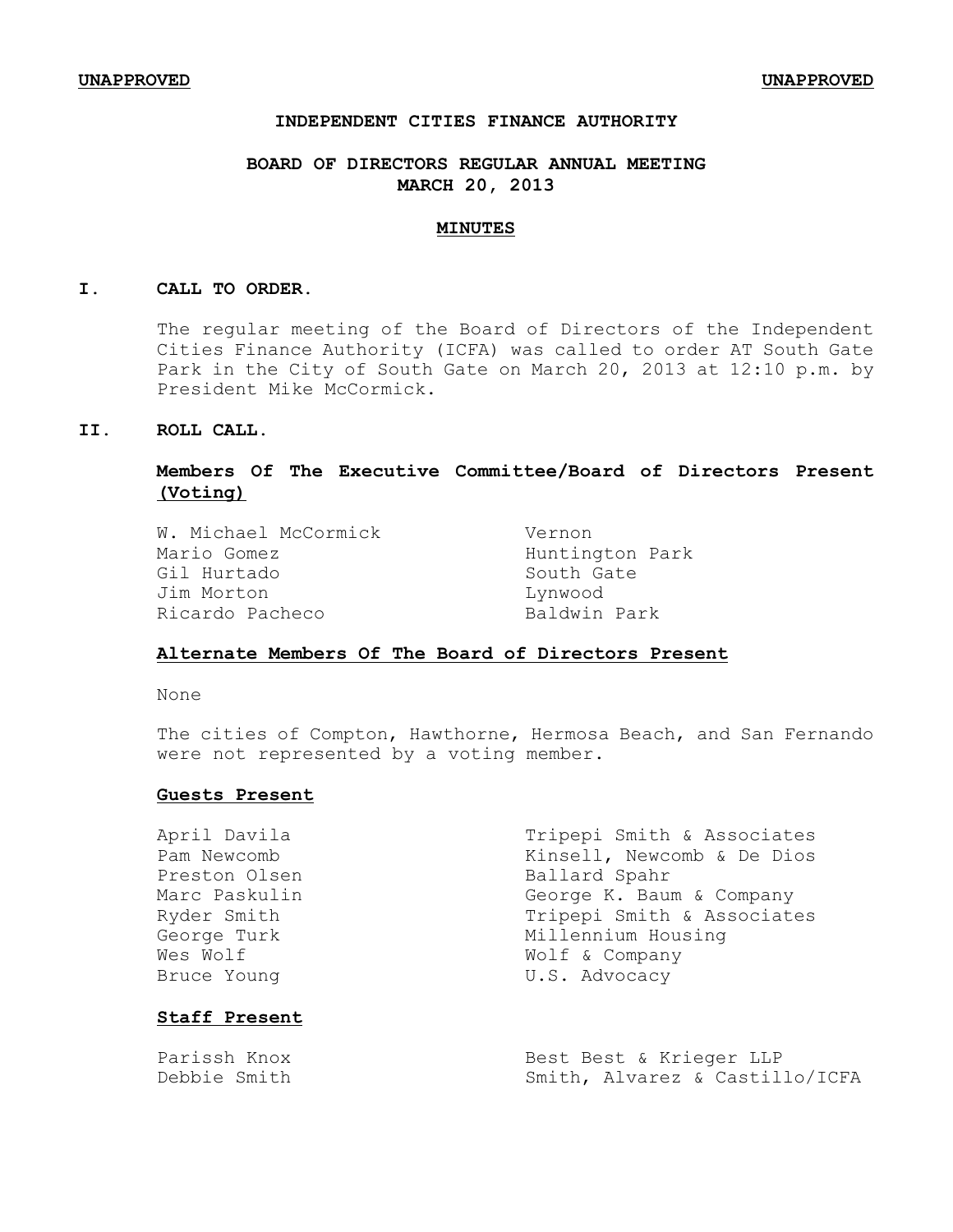**UNAPPROVED** **UNAPPROVED**

# INDEPENDENT CITIES FINANCE AUTHORITY

## BOARD OF DIRECTORS REGULAR ANNUAL MEETING
## MARCH 20, 2013

## MINUTES

### I. CALL TO ORDER.

The regular meeting of the Board of Directors of the Independent Cities Finance Authority (ICFA) was called to order AT South Gate Park in the City of South Gate on March 20, 2013 at 12:10 p.m. by President Mike McCormick.

### II. ROLL CALL.

**Members Of The Executive Committee/Board of Directors Present (Voting)**

| | |
|---|---|
| W. Michael McCormick | Vernon |
| Mario Gomez | Huntington Park |
| Gil Hurtado | South Gate |
| Jim Morton | Lynwood |
| Ricardo Pacheco | Baldwin Park |

**Alternate Members Of The Board of Directors Present**

None

The cities of Compton, Hawthorne, Hermosa Beach, and San Fernando were not represented by a voting member.

**Guests Present**

| | |
|---|---|
| April Davila | Tripepi Smith & Associates |
| Pam Newcomb | Kinsell, Newcomb & De Dios |
| Preston Olsen | Ballard Spahr |
| Marc Paskulin | George K. Baum & Company |
| Ryder Smith | Tripepi Smith & Associates |
| George Turk | Millennium Housing |
| Wes Wolf | Wolf & Company |
| Bruce Young | U.S. Advocacy |

**Staff Present**

| | |
|---|---|
| Parissh Knox | Best Best & Krieger LLP |
| Debbie Smith | Smith, Alvarez & Castillo/ICFA |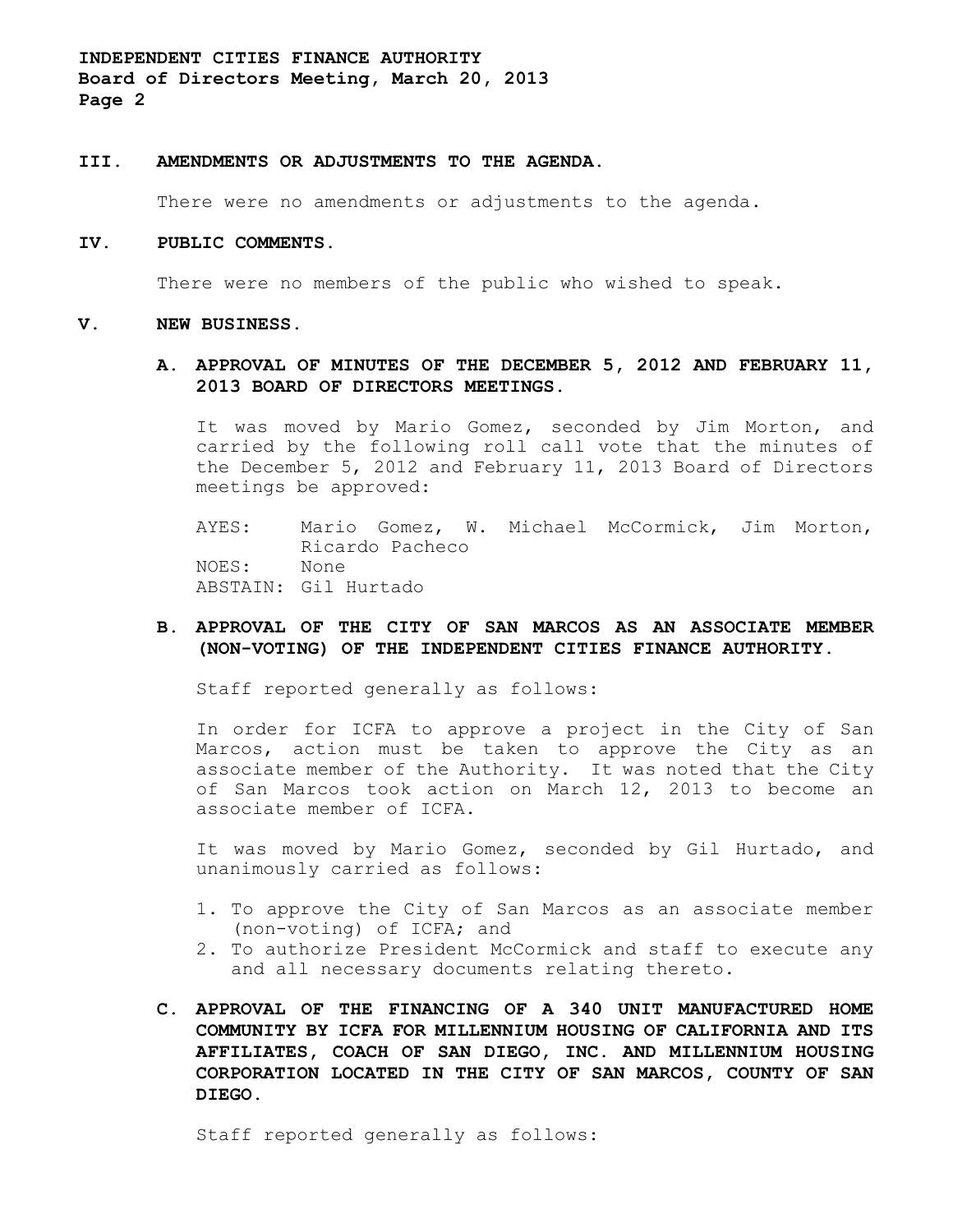## III. AMENDMENTS OR ADJUSTMENTS TO THE AGENDA.

There were no amendments or adjustments to the agenda.

## IV. PUBLIC COMMENTS.

There were no members of the public who wished to speak.

## V. NEW BUSINESS.

### A. APPROVAL OF MINUTES OF THE DECEMBER 5, 2012 AND FEBRUARY 11, 2013 BOARD OF DIRECTORS MEETINGS.

It was moved by Mario Gomez, seconded by Jim Morton, and carried by the following roll call vote that the minutes of the December 5, 2012 and February 11, 2013 Board of Directors meetings be approved:

AYES: Mario Gomez, W. Michael McCormick, Jim Morton, Ricardo Pacheco
NOES: None
ABSTAIN: Gil Hurtado

### B. APPROVAL OF THE CITY OF SAN MARCOS AS AN ASSOCIATE MEMBER (NON-VOTING) OF THE INDEPENDENT CITIES FINANCE AUTHORITY.

Staff reported generally as follows:

In order for ICFA to approve a project in the City of San Marcos, action must be taken to approve the City as an associate member of the Authority. It was noted that the City of San Marcos took action on March 12, 2013 to become an associate member of ICFA.

It was moved by Mario Gomez, seconded by Gil Hurtado, and unanimously carried as follows:

1. To approve the City of San Marcos as an associate member (non-voting) of ICFA; and
2. To authorize President McCormick and staff to execute any and all necessary documents relating thereto.

### C. APPROVAL OF THE FINANCING OF A 340 UNIT MANUFACTURED HOME COMMUNITY BY ICFA FOR MILLENNIUM HOUSING OF CALIFORNIA AND ITS AFFILIATES, COACH OF SAN DIEGO, INC. AND MILLENNIUM HOUSING CORPORATION LOCATED IN THE CITY OF SAN MARCOS, COUNTY OF SAN DIEGO.

Staff reported generally as follows: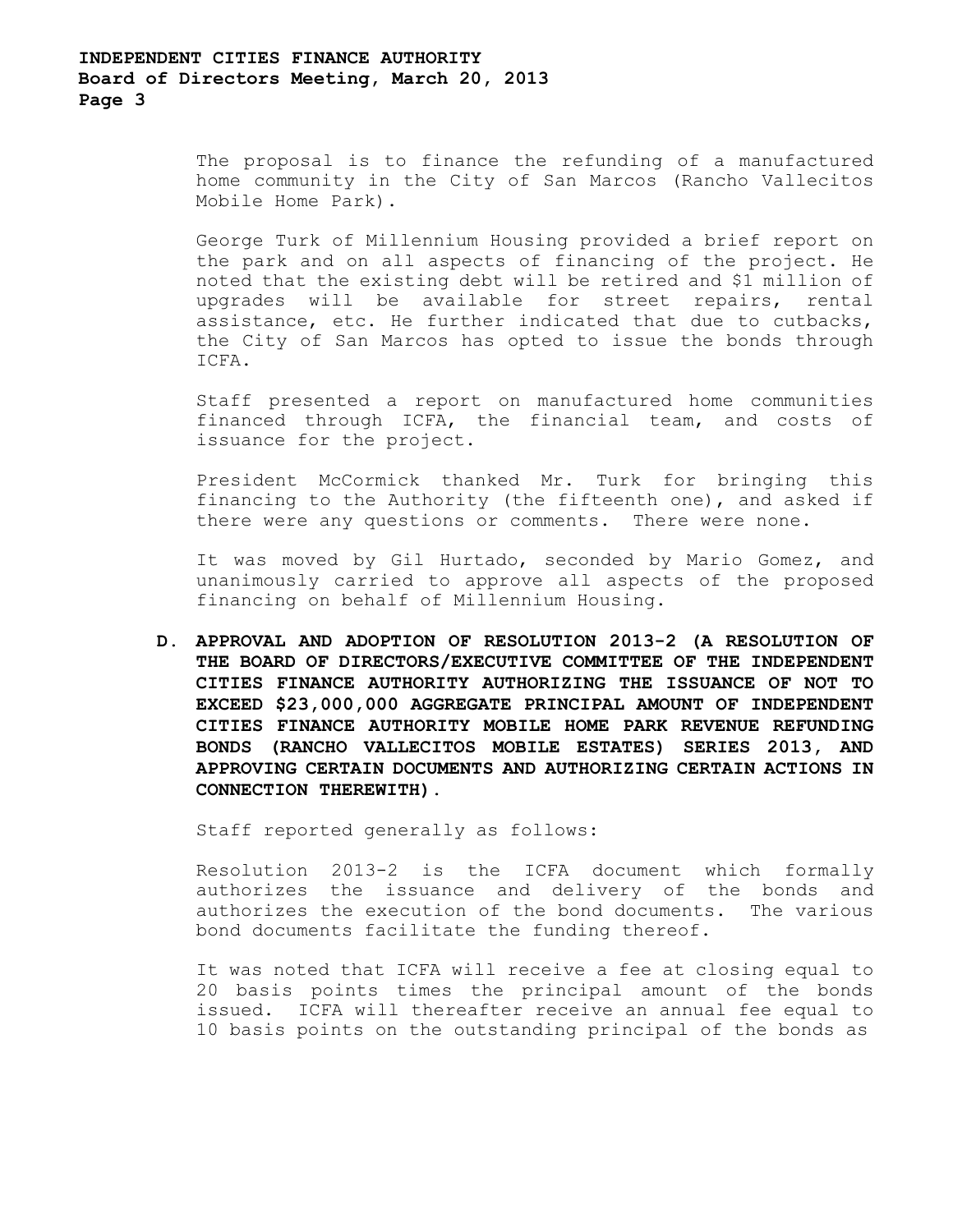The proposal is to finance the refunding of a manufactured home community in the City of San Marcos (Rancho Vallecitos Mobile Home Park).

George Turk of Millennium Housing provided a brief report on the park and on all aspects of financing of the project. He noted that the existing debt will be retired and $1 million of upgrades will be available for street repairs, rental assistance, etc. He further indicated that due to cutbacks, the City of San Marcos has opted to issue the bonds through ICFA.

Staff presented a report on manufactured home communities financed through ICFA, the financial team, and costs of issuance for the project.

President McCormick thanked Mr. Turk for bringing this financing to the Authority (the fifteenth one), and asked if there were any questions or comments. There were none.

It was moved by Gil Hurtado, seconded by Mario Gomez, and unanimously carried to approve all aspects of the proposed financing on behalf of Millennium Housing.

**D. APPROVAL AND ADOPTION OF RESOLUTION 2013-2 (A RESOLUTION OF THE BOARD OF DIRECTORS/EXECUTIVE COMMITTEE OF THE INDEPENDENT CITIES FINANCE AUTHORITY AUTHORIZING THE ISSUANCE OF NOT TO EXCEED $23,000,000 AGGREGATE PRINCIPAL AMOUNT OF INDEPENDENT CITIES FINANCE AUTHORITY MOBILE HOME PARK REVENUE REFUNDING BONDS (RANCHO VALLECITOS MOBILE ESTATES) SERIES 2013, AND APPROVING CERTAIN DOCUMENTS AND AUTHORIZING CERTAIN ACTIONS IN CONNECTION THEREWITH).**

Staff reported generally as follows:

Resolution 2013-2 is the ICFA document which formally authorizes the issuance and delivery of the bonds and authorizes the execution of the bond documents. The various bond documents facilitate the funding thereof.

It was noted that ICFA will receive a fee at closing equal to 20 basis points times the principal amount of the bonds issued. ICFA will thereafter receive an annual fee equal to 10 basis points on the outstanding principal of the bonds as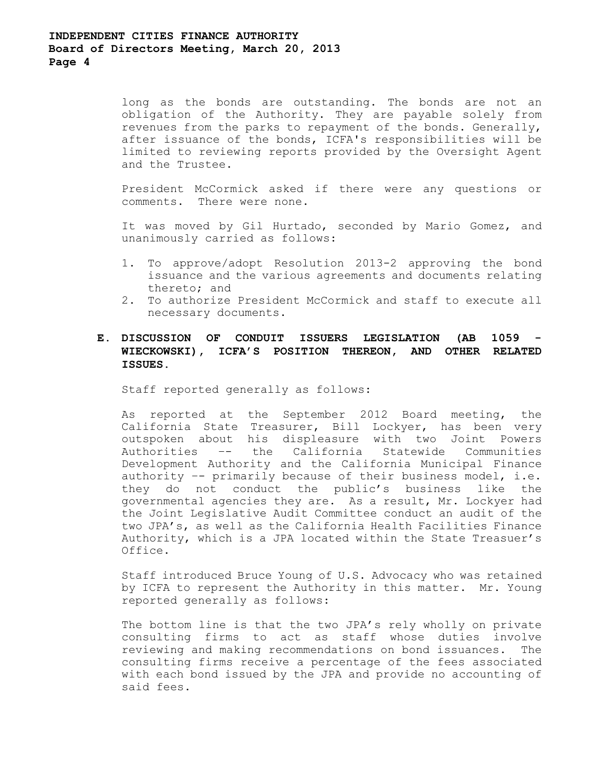long as the bonds are outstanding. The bonds are not an obligation of the Authority. They are payable solely from revenues from the parks to repayment of the bonds. Generally, after issuance of the bonds, ICFA's responsibilities will be limited to reviewing reports provided by the Oversight Agent and the Trustee.

President McCormick asked if there were any questions or comments. There were none.

It was moved by Gil Hurtado, seconded by Mario Gomez, and unanimously carried as follows:

1. To approve/adopt Resolution 2013-2 approving the bond issuance and the various agreements and documents relating thereto; and
2. To authorize President McCormick and staff to execute all necessary documents.

**E. DISCUSSION OF CONDUIT ISSUERS LEGISLATION (AB 1059 - WIECKOWSKI), ICFA'S POSITION THEREON, AND OTHER RELATED ISSUES.**

Staff reported generally as follows:

As reported at the September 2012 Board meeting, the California State Treasurer, Bill Lockyer, has been very outspoken about his displeasure with two Joint Powers Authorities -- the California Statewide Communities Development Authority and the California Municipal Finance authority -- primarily because of their business model, i.e. they do not conduct the public's business like the governmental agencies they are. As a result, Mr. Lockyer had the Joint Legislative Audit Committee conduct an audit of the two JPA's, as well as the California Health Facilities Finance Authority, which is a JPA located within the State Treasuer's Office.

Staff introduced Bruce Young of U.S. Advocacy who was retained by ICFA to represent the Authority in this matter. Mr. Young reported generally as follows:

The bottom line is that the two JPA's rely wholly on private consulting firms to act as staff whose duties involve reviewing and making recommendations on bond issuances. The consulting firms receive a percentage of the fees associated with each bond issued by the JPA and provide no accounting of said fees.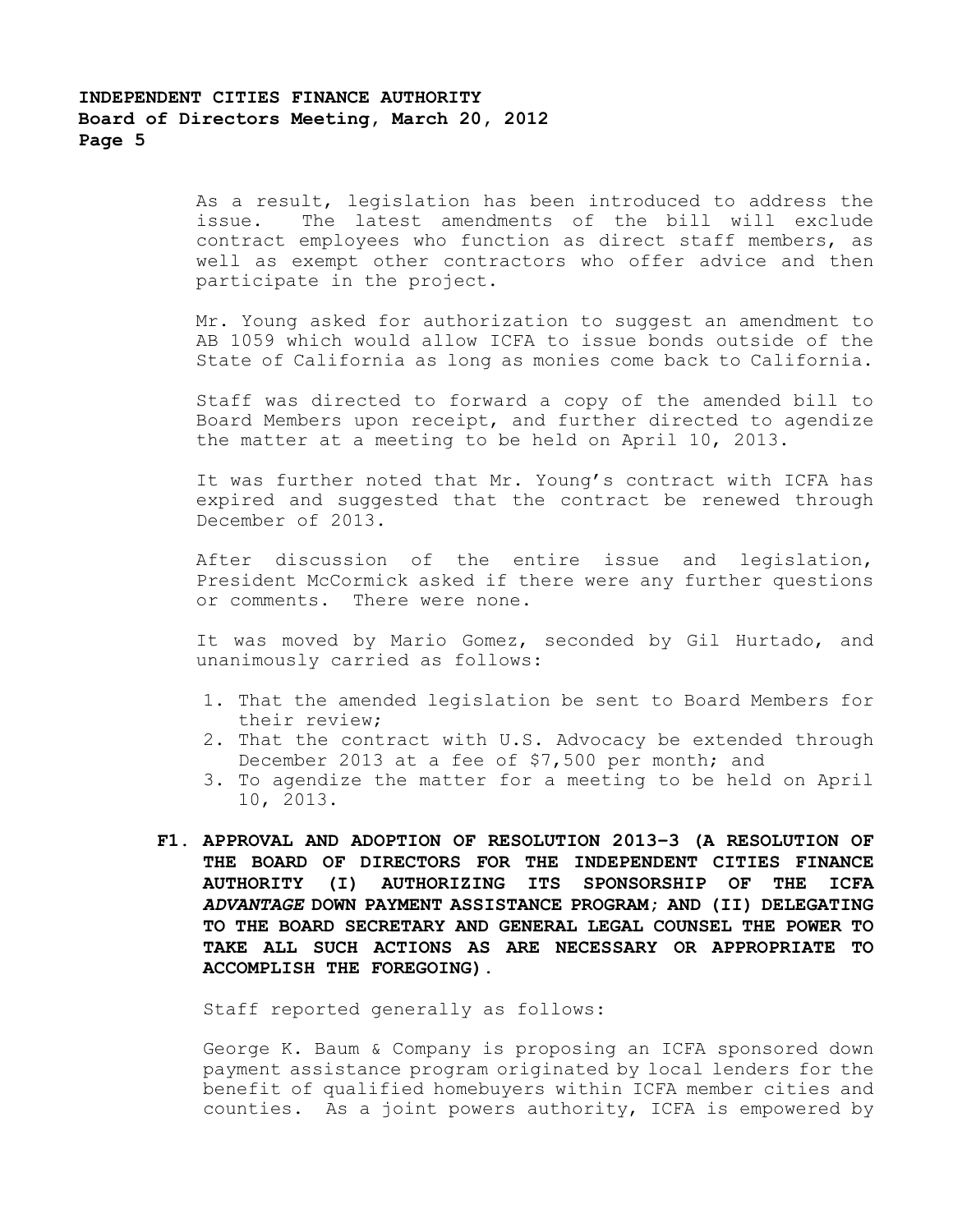As a result, legislation has been introduced to address the issue. The latest amendments of the bill will exclude contract employees who function as direct staff members, as well as exempt other contractors who offer advice and then participate in the project.

Mr. Young asked for authorization to suggest an amendment to AB 1059 which would allow ICFA to issue bonds outside of the State of California as long as monies come back to California.

Staff was directed to forward a copy of the amended bill to Board Members upon receipt, and further directed to agendize the matter at a meeting to be held on April 10, 2013.

It was further noted that Mr. Young's contract with ICFA has expired and suggested that the contract be renewed through December of 2013.

After discussion of the entire issue and legislation, President McCormick asked if there were any further questions or comments. There were none.

It was moved by Mario Gomez, seconded by Gil Hurtado, and unanimously carried as follows:

1. That the amended legislation be sent to Board Members for their review;
2. That the contract with U.S. Advocacy be extended through December 2013 at a fee of $7,500 per month; and
3. To agendize the matter for a meeting to be held on April 10, 2013.

**F1. APPROVAL AND ADOPTION OF RESOLUTION 2013-3 (A RESOLUTION OF THE BOARD OF DIRECTORS FOR THE INDEPENDENT CITIES FINANCE AUTHORITY (I) AUTHORIZING ITS SPONSORSHIP OF THE ICFA *ADVANTAGE* DOWN PAYMENT ASSISTANCE PROGRAM; AND (II) DELEGATING TO THE BOARD SECRETARY AND GENERAL LEGAL COUNSEL THE POWER TO TAKE ALL SUCH ACTIONS AS ARE NECESSARY OR APPROPRIATE TO ACCOMPLISH THE FOREGOING).**

Staff reported generally as follows:

George K. Baum & Company is proposing an ICFA sponsored down payment assistance program originated by local lenders for the benefit of qualified homebuyers within ICFA member cities and counties. As a joint powers authority, ICFA is empowered by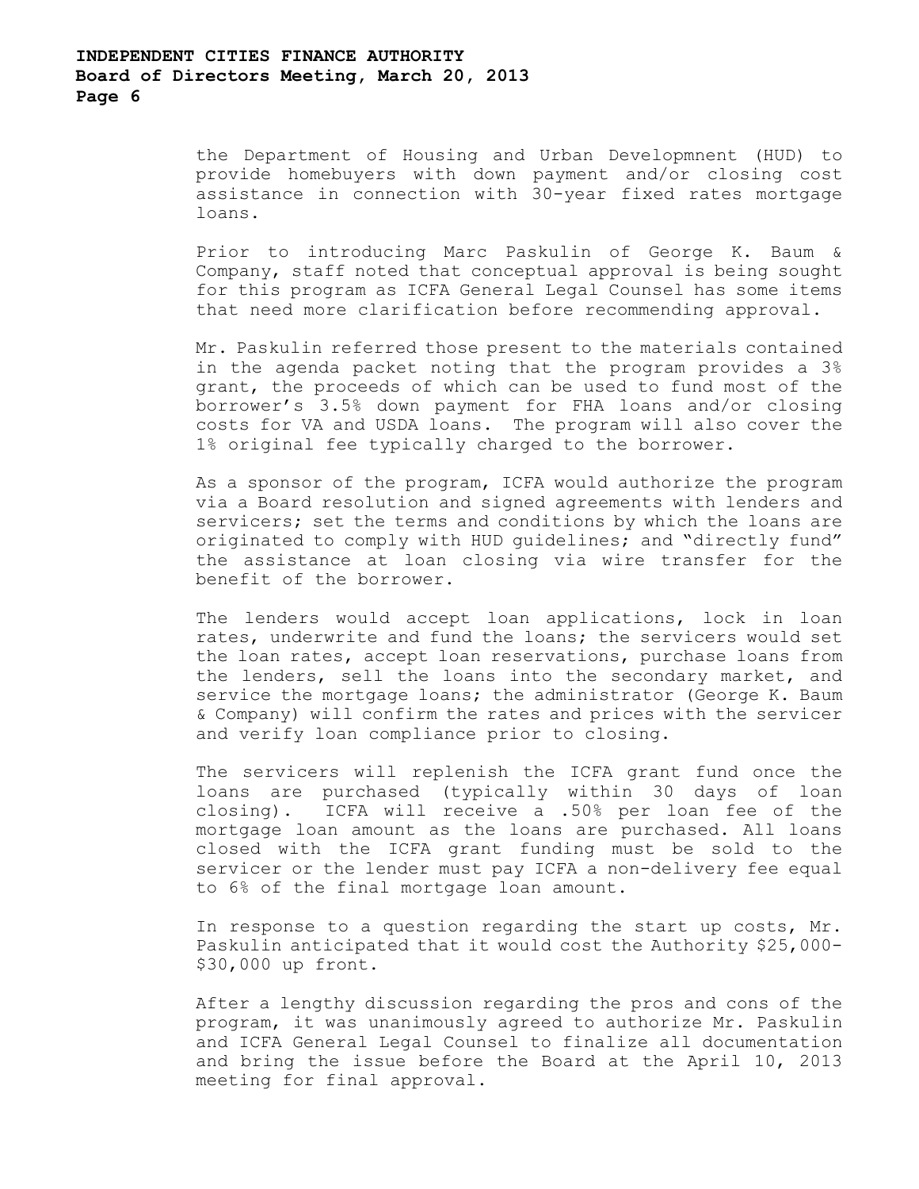the Department of Housing and Urban Developmnent (HUD) to provide homebuyers with down payment and/or closing cost assistance in connection with 30-year fixed rates mortgage loans.

Prior to introducing Marc Paskulin of George K. Baum & Company, staff noted that conceptual approval is being sought for this program as ICFA General Legal Counsel has some items that need more clarification before recommending approval.

Mr. Paskulin referred those present to the materials contained in the agenda packet noting that the program provides a 3% grant, the proceeds of which can be used to fund most of the borrower's 3.5% down payment for FHA loans and/or closing costs for VA and USDA loans. The program will also cover the 1% original fee typically charged to the borrower.

As a sponsor of the program, ICFA would authorize the program via a Board resolution and signed agreements with lenders and servicers; set the terms and conditions by which the loans are originated to comply with HUD guidelines; and "directly fund" the assistance at loan closing via wire transfer for the benefit of the borrower.

The lenders would accept loan applications, lock in loan rates, underwrite and fund the loans; the servicers would set the loan rates, accept loan reservations, purchase loans from the lenders, sell the loans into the secondary market, and service the mortgage loans; the administrator (George K. Baum & Company) will confirm the rates and prices with the servicer and verify loan compliance prior to closing.

The servicers will replenish the ICFA grant fund once the loans are purchased (typically within 30 days of loan closing). ICFA will receive a .50% per loan fee of the mortgage loan amount as the loans are purchased. All loans closed with the ICFA grant funding must be sold to the servicer or the lender must pay ICFA a non-delivery fee equal to 6% of the final mortgage loan amount.

In response to a question regarding the start up costs, Mr. Paskulin anticipated that it would cost the Authority $25,000-$30,000 up front.

After a lengthy discussion regarding the pros and cons of the program, it was unanimously agreed to authorize Mr. Paskulin and ICFA General Legal Counsel to finalize all documentation and bring the issue before the Board at the April 10, 2013 meeting for final approval.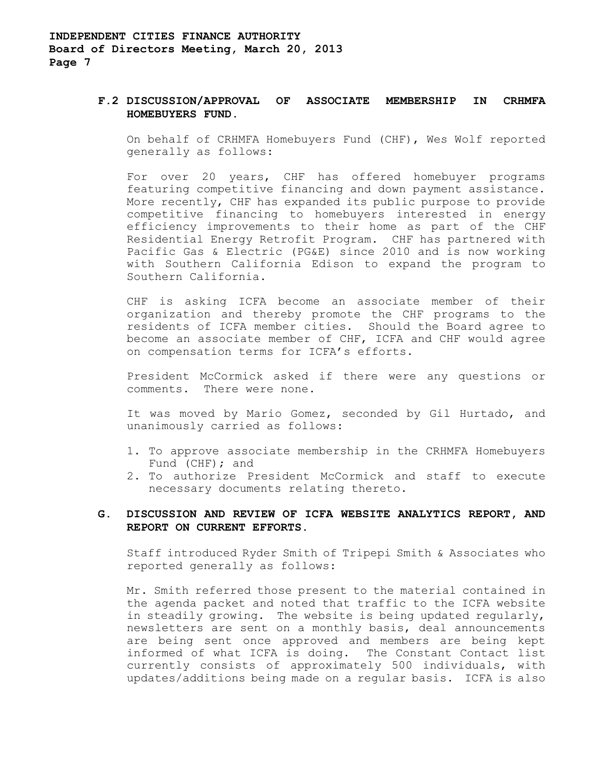### F.2 DISCUSSION/APPROVAL OF ASSOCIATE MEMBERSHIP IN CRHMFA HOMEBUYERS FUND.

On behalf of CRHMFA Homebuyers Fund (CHF), Wes Wolf reported generally as follows:

For over 20 years, CHF has offered homebuyer programs featuring competitive financing and down payment assistance. More recently, CHF has expanded its public purpose to provide competitive financing to homebuyers interested in energy efficiency improvements to their home as part of the CHF Residential Energy Retrofit Program. CHF has partnered with Pacific Gas & Electric (PG&E) since 2010 and is now working with Southern California Edison to expand the program to Southern California.

CHF is asking ICFA become an associate member of their organization and thereby promote the CHF programs to the residents of ICFA member cities. Should the Board agree to become an associate member of CHF, ICFA and CHF would agree on compensation terms for ICFA's efforts.

President McCormick asked if there were any questions or comments. There were none.

It was moved by Mario Gomez, seconded by Gil Hurtado, and unanimously carried as follows:

1. To approve associate membership in the CRHMFA Homebuyers Fund (CHF); and
2. To authorize President McCormick and staff to execute necessary documents relating thereto.

## G. DISCUSSION AND REVIEW OF ICFA WEBSITE ANALYTICS REPORT, AND REPORT ON CURRENT EFFORTS.

Staff introduced Ryder Smith of Tripepi Smith & Associates who reported generally as follows:

Mr. Smith referred those present to the material contained in the agenda packet and noted that traffic to the ICFA website in steadily growing. The website is being updated regularly, newsletters are sent on a monthly basis, deal announcements are being sent once approved and members are being kept informed of what ICFA is doing. The Constant Contact list currently consists of approximately 500 individuals, with updates/additions being made on a regular basis. ICFA is also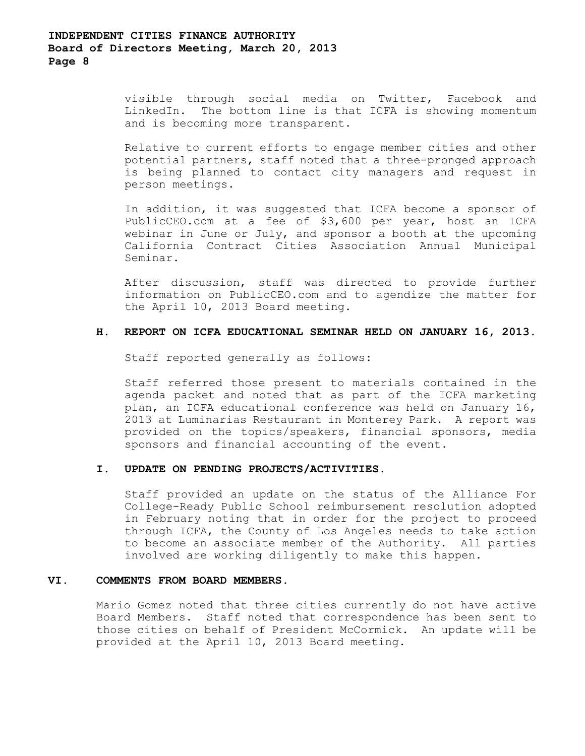visible through social media on Twitter, Facebook and LinkedIn. The bottom line is that ICFA is showing momentum and is becoming more transparent.

Relative to current efforts to engage member cities and other potential partners, staff noted that a three-pronged approach is being planned to contact city managers and request in person meetings.

In addition, it was suggested that ICFA become a sponsor of PublicCEO.com at a fee of $3,600 per year, host an ICFA webinar in June or July, and sponsor a booth at the upcoming California Contract Cities Association Annual Municipal Seminar.

After discussion, staff was directed to provide further information on PublicCEO.com and to agendize the matter for the April 10, 2013 Board meeting.

### H. REPORT ON ICFA EDUCATIONAL SEMINAR HELD ON JANUARY 16, 2013.

Staff reported generally as follows:

Staff referred those present to materials contained in the agenda packet and noted that as part of the ICFA marketing plan, an ICFA educational conference was held on January 16, 2013 at Luminarias Restaurant in Monterey Park. A report was provided on the topics/speakers, financial sponsors, media sponsors and financial accounting of the event.

### I. UPDATE ON PENDING PROJECTS/ACTIVITIES.

Staff provided an update on the status of the Alliance For College-Ready Public School reimbursement resolution adopted in February noting that in order for the project to proceed through ICFA, the County of Los Angeles needs to take action to become an associate member of the Authority. All parties involved are working diligently to make this happen.

## VI. COMMENTS FROM BOARD MEMBERS.

Mario Gomez noted that three cities currently do not have active Board Members. Staff noted that correspondence has been sent to those cities on behalf of President McCormick. An update will be provided at the April 10, 2013 Board meeting.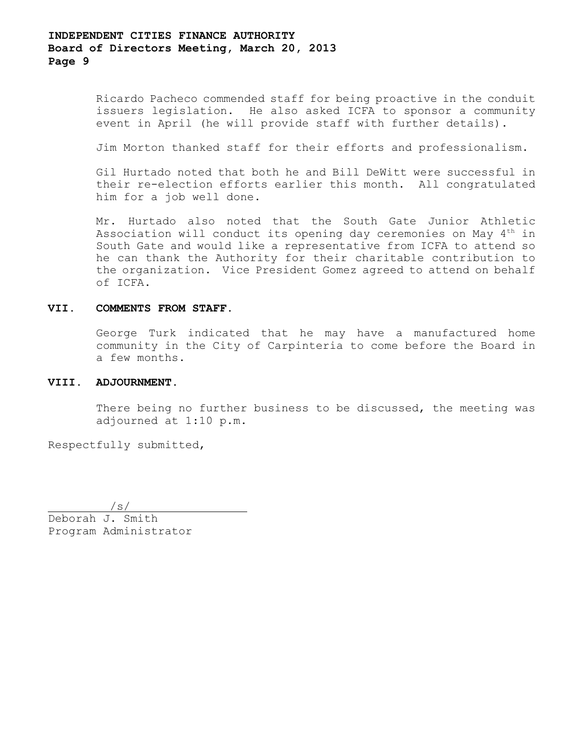Ricardo Pacheco commended staff for being proactive in the conduit issuers legislation. He also asked ICFA to sponsor a community event in April (he will provide staff with further details).

Jim Morton thanked staff for their efforts and professionalism.

Gil Hurtado noted that both he and Bill DeWitt were successful in their re-election efforts earlier this month. All congratulated him for a job well done.

Mr. Hurtado also noted that the South Gate Junior Athletic Association will conduct its opening day ceremonies on May 4th in South Gate and would like a representative from ICFA to attend so he can thank the Authority for their charitable contribution to the organization. Vice President Gomez agreed to attend on behalf of ICFA.

## VII. COMMENTS FROM STAFF.

George Turk indicated that he may have a manufactured home community in the City of Carpinteria to come before the Board in a few months.

## VIII. ADJOURNMENT.

There being no further business to be discussed, the meeting was adjourned at 1:10 p.m.

Respectfully submitted,

/s/

Deborah J. Smith
Program Administrator